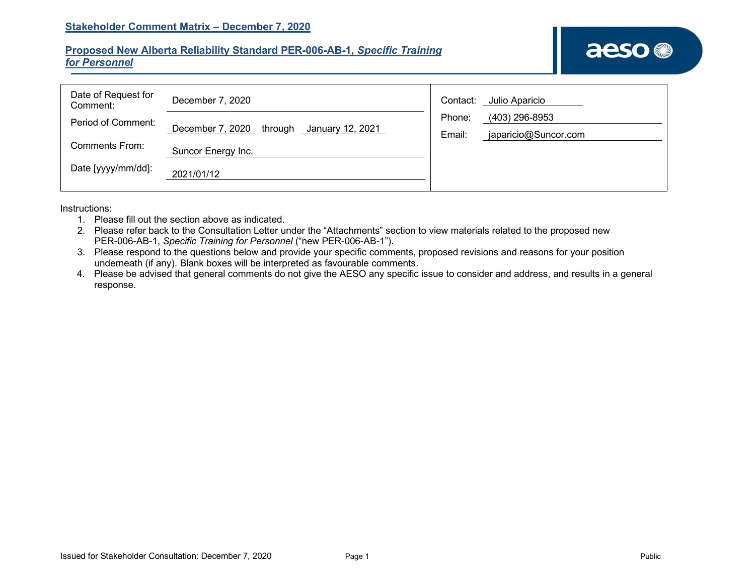## Stakeholder Comment Matrix – December 7, 2020

## Proposed New Alberta Reliability Standard PER-006-AB-1, *Specific Training for Personnel*

| | | | |
|---|---|---|---|
| Date of Request for Comment: | December 7, 2020 | Contact: | Julio Aparicio |
| Period of Comment: | December 7, 2020 through January 12, 2021 | Phone: | (403) 296-8953 |
| Comments From: | Suncor Energy Inc. | Email: | japaricio@Suncor.com |
| Date [yyyy/mm/dd]: | 2021/01/12 | | |

Instructions:

1. Please fill out the section above as indicated.
2. Please refer back to the Consultation Letter under the "Attachments" section to view materials related to the proposed new PER-006-AB-1, *Specific Training for Personnel* ("new PER-006-AB-1").
3. Please respond to the questions below and provide your specific comments, proposed revisions and reasons for your position underneath (if any). Blank boxes will be interpreted as favourable comments.
4. Please be advised that general comments do not give the AESO any specific issue to consider and address, and results in a general response.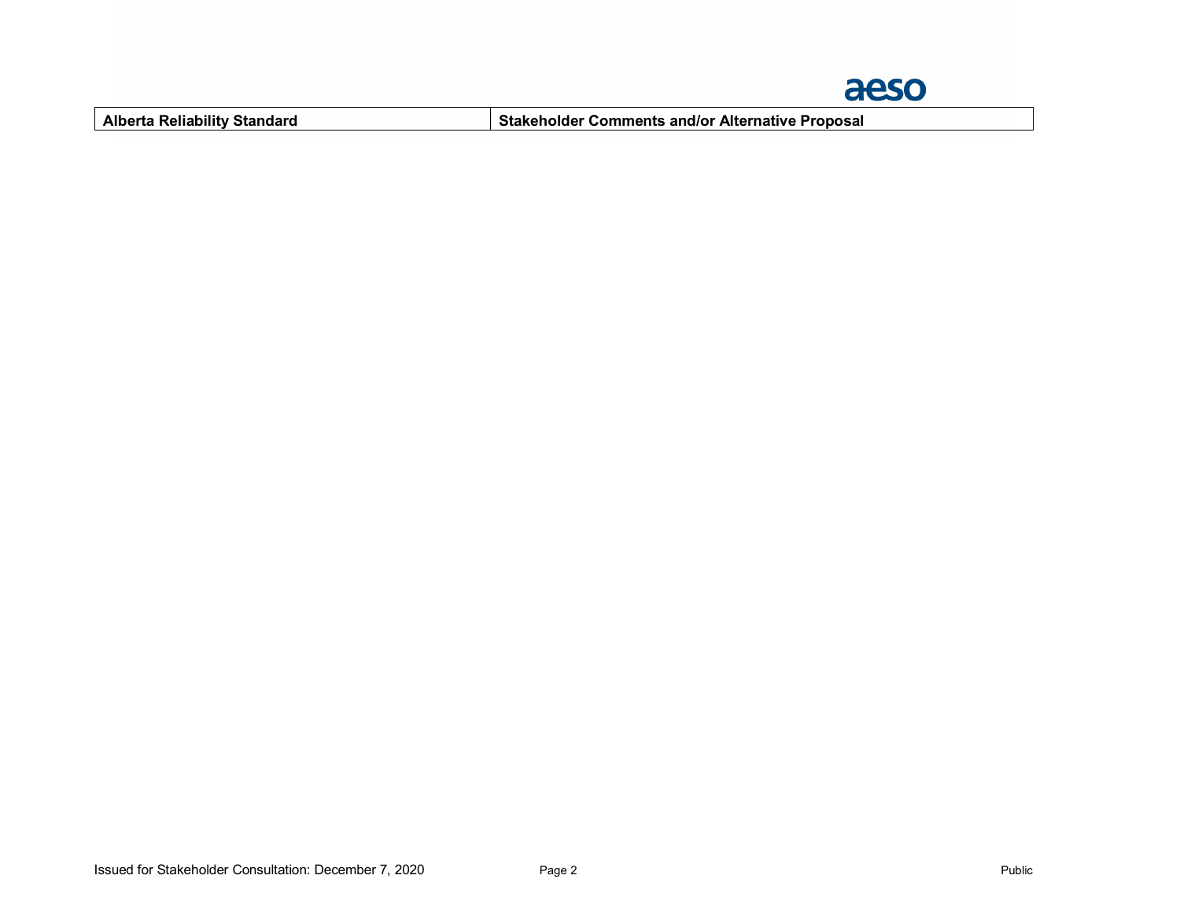| Alberta Reliability Standard | Stakeholder Comments and/or Alternative Proposal |
| --- | --- |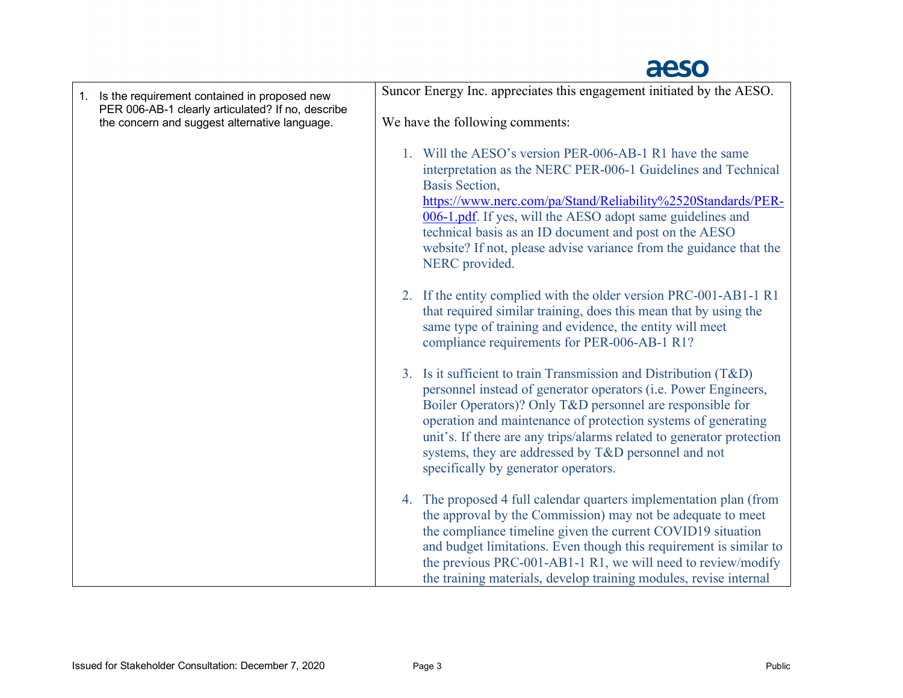| | |
|---|---|
| 1. Is the requirement contained in proposed new PER 006-AB-1 clearly articulated? If no, describe the concern and suggest alternative language. | Suncor Energy Inc. appreciates this engagement initiated by the AESO.<br><br>We have the following comments:<br><br>1. Will the AESO's version PER-006-AB-1 R1 have the same interpretation as the NERC PER-006-1 Guidelines and Technical Basis Section, [https://www.nerc.com/pa/Stand/Reliability%2520Standards/PER-006-1.pdf](https://www.nerc.com/pa/Stand/Reliability%2520Standards/PER-006-1.pdf). If yes, will the AESO adopt same guidelines and technical basis as an ID document and post on the AESO website? If not, please advise variance from the guidance that the NERC provided.<br><br>2. If the entity complied with the older version PRC-001-AB1-1 R1 that required similar training, does this mean that by using the same type of training and evidence, the entity will meet compliance requirements for PER-006-AB-1 R1?<br><br>3. Is it sufficient to train Transmission and Distribution (T&D) personnel instead of generator operators (i.e. Power Engineers, Boiler Operators)? Only T&D personnel are responsible for operation and maintenance of protection systems of generating unit's. If there are any trips/alarms related to generator protection systems, they are addressed by T&D personnel and not specifically by generator operators.<br><br>4. The proposed 4 full calendar quarters implementation plan (from the approval by the Commission) may not be adequate to meet the compliance timeline given the current COVID19 situation and budget limitations. Even though this requirement is similar to the previous PRC-001-AB1-1 R1, we will need to review/modify the training materials, develop training modules, revise internal |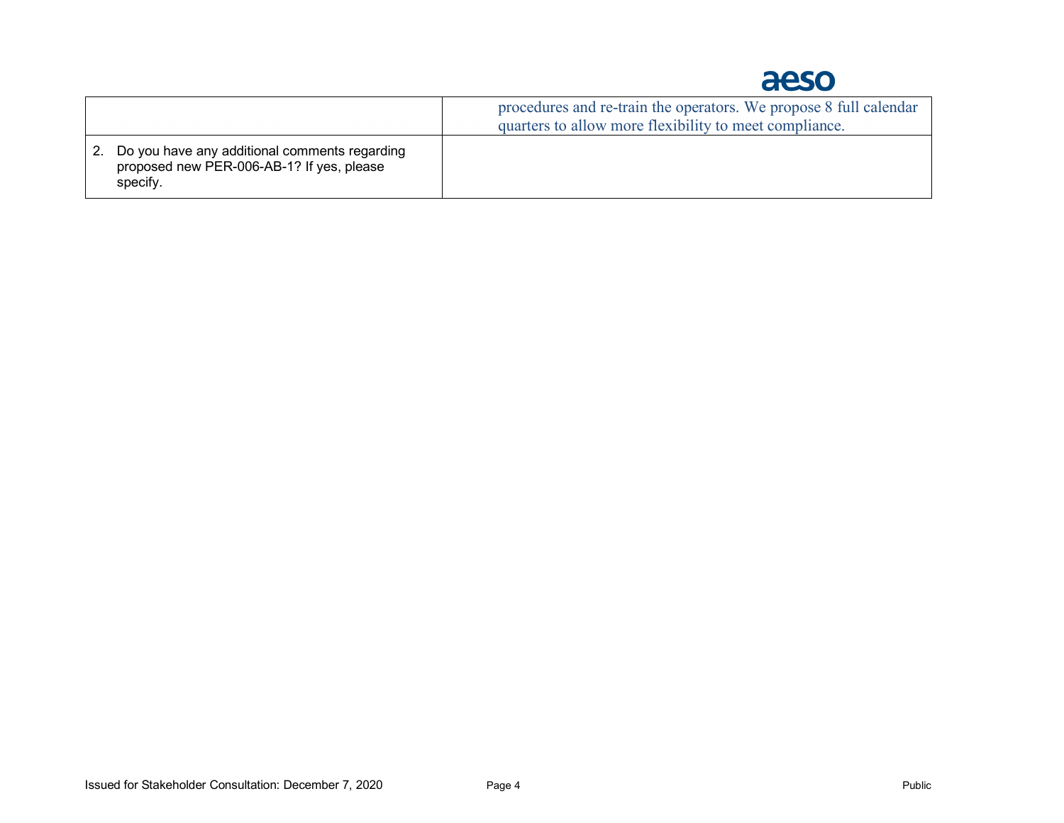| | |
|---|---|
| | procedures and re-train the operators. We propose 8 full calendar quarters to allow more flexibility to meet compliance. |
| 2. Do you have any additional comments regarding proposed new PER-006-AB-1? If yes, please specify. | |

Issued for Stakeholder Consultation: December 7, 2020

Public